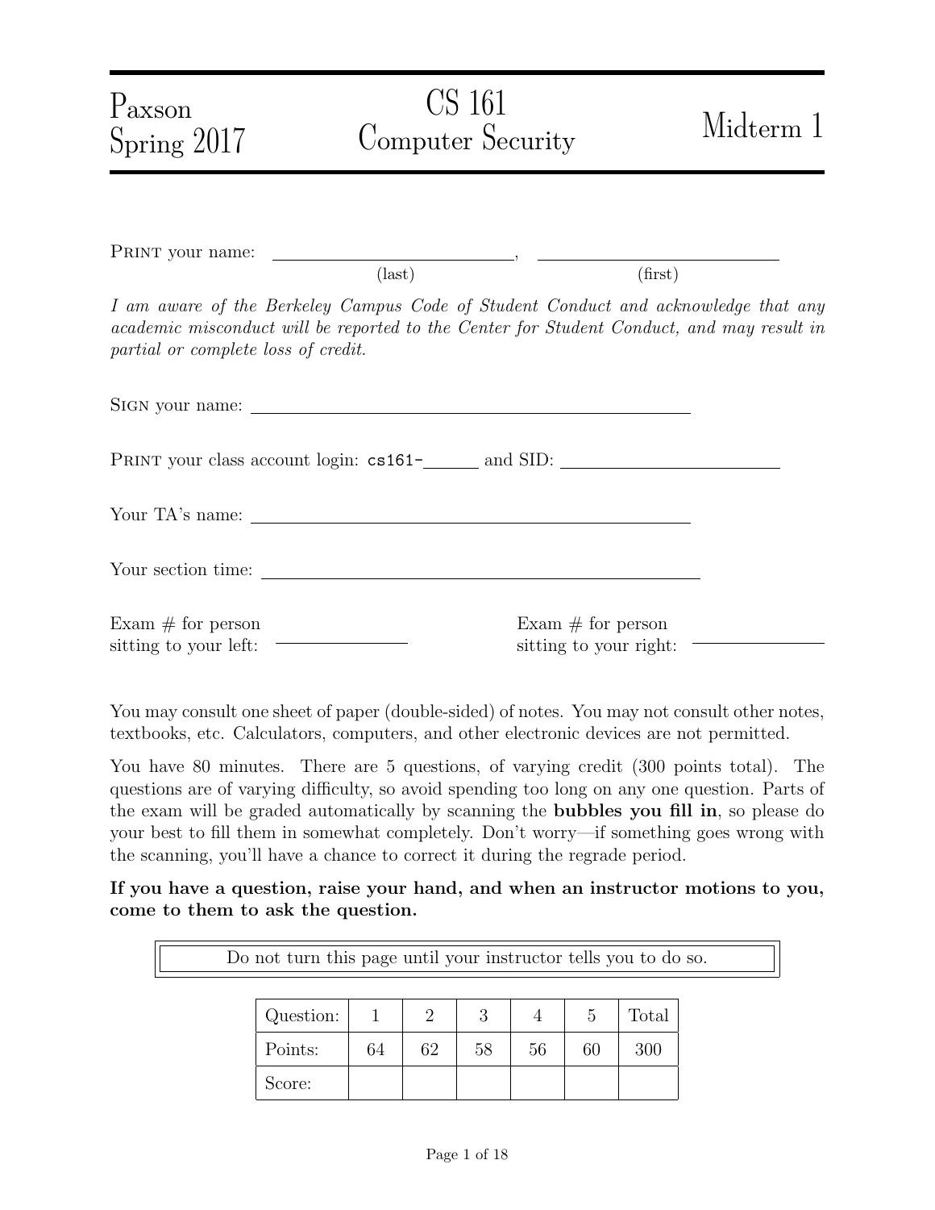Paxson
Spring 2017

# CS 161 Computer Security

Midterm 1

PRINT your name: \_\_\_\_\_\_\_\_\_\_\_\_\_\_\_\_\_\_\_\_\_\_\_\_\_\_, \_\_\_\_\_\_\_\_\_\_\_\_\_\_\_\_\_\_\_\_\_\_\_\_\_\_
(last) (first)

*I am aware of the Berkeley Campus Code of Student Conduct and acknowledge that any academic misconduct will be reported to the Center for Student Conduct, and may result in partial or complete loss of credit.*

SIGN your name: \_\_\_\_\_\_\_\_\_\_\_\_\_\_\_\_\_\_\_\_\_\_\_\_\_\_\_\_\_\_\_\_\_\_\_\_\_\_\_\_\_\_\_\_

PRINT your class account login: `cs161-`\_\_\_\_\_\_ and SID: \_\_\_\_\_\_\_\_\_\_\_\_\_\_\_\_\_\_\_\_

Your TA's name: \_\_\_\_\_\_\_\_\_\_\_\_\_\_\_\_\_\_\_\_\_\_\_\_\_\_\_\_\_\_\_\_\_\_\_\_\_\_\_\_\_\_\_\_

Your section time: \_\_\_\_\_\_\_\_\_\_\_\_\_\_\_\_\_\_\_\_\_\_\_\_\_\_\_\_\_\_\_\_\_\_\_\_\_\_\_\_\_\_\_\_

Exam # for person sitting to your left: \_\_\_\_\_\_\_\_\_\_\_\_

Exam # for person sitting to your right: \_\_\_\_\_\_\_\_\_\_\_\_

You may consult one sheet of paper (double-sided) of notes. You may not consult other notes, textbooks, etc. Calculators, computers, and other electronic devices are not permitted.

You have 80 minutes. There are 5 questions, of varying credit (300 points total). The questions are of varying difficulty, so avoid spending too long on any one question. Parts of the exam will be graded automatically by scanning the **bubbles you fill in**, so please do your best to fill them in somewhat completely. Don't worry—if something goes wrong with the scanning, you'll have a chance to correct it during the regrade period.

**If you have a question, raise your hand, and when an instructor motions to you, come to them to ask the question.**

Do not turn this page until your instructor tells you to do so.

| Question: | 1 | 2 | 3 | 4 | 5 | Total |
|---|---|---|---|---|---|---|
| Points: | 64 | 62 | 58 | 56 | 60 | 300 |
| Score: | | | | | | |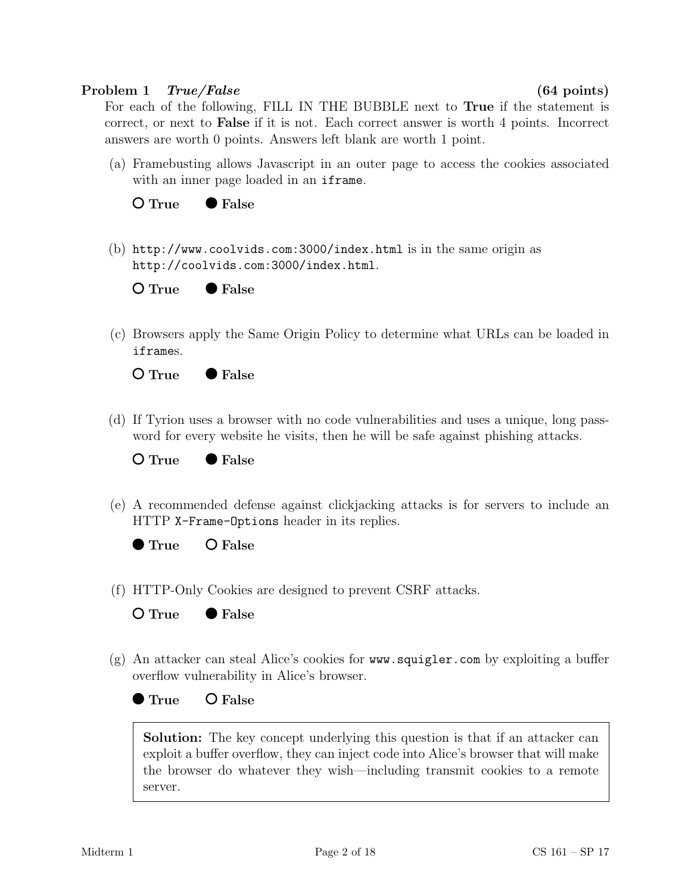**Problem 1** ***True/False*** **(64 points)**

For each of the following, FILL IN THE BUBBLE next to **True** if the statement is correct, or next to **False** if it is not. Each correct answer is worth 4 points. Incorrect answers are worth 0 points. Answers left blank are worth 1 point.

(a) Framebusting allows Javascript in an outer page to access the cookies associated with an inner page loaded in an `iframe`.

○ **True** ● **False**

(b) `http://www.coolvids.com:3000/index.html` is in the same origin as `http://coolvids.com:3000/index.html`.

○ **True** ● **False**

(c) Browsers apply the Same Origin Policy to determine what URLs can be loaded in `iframe`s.

○ **True** ● **False**

(d) If Tyrion uses a browser with no code vulnerabilities and uses a unique, long password for every website he visits, then he will be safe against phishing attacks.

○ **True** ● **False**

(e) A recommended defense against clickjacking attacks is for servers to include an HTTP `X-Frame-Options` header in its replies.

● **True** ○ **False**

(f) HTTP-Only Cookies are designed to prevent CSRF attacks.

○ **True** ● **False**

(g) An attacker can steal Alice's cookies for `www.squigler.com` by exploiting a buffer overflow vulnerability in Alice's browser.

● **True** ○ **False**

> **Solution:** The key concept underlying this question is that if an attacker can exploit a buffer overflow, they can inject code into Alice's browser that will make the browser do whatever they wish—including transmit cookies to a remote server.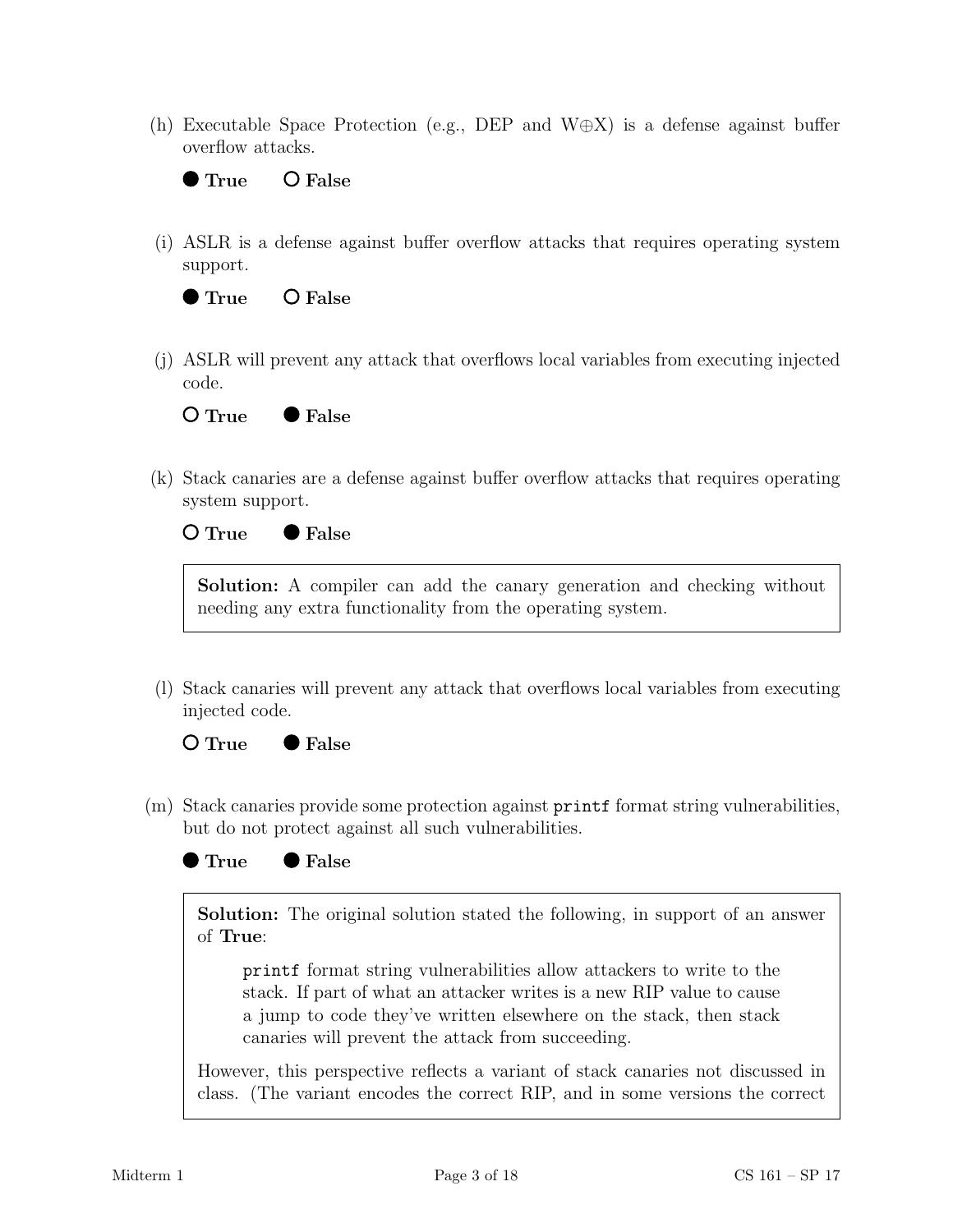(h) Executable Space Protection (e.g., DEP and W⊕X) is a defense against buffer overflow attacks.

● **True** ○ **False**

(i) ASLR is a defense against buffer overflow attacks that requires operating system support.

● **True** ○ **False**

(j) ASLR will prevent any attack that overflows local variables from executing injected code.

○ **True** ● **False**

(k) Stack canaries are a defense against buffer overflow attacks that requires operating system support.

○ **True** ● **False**

> **Solution:** A compiler can add the canary generation and checking without needing any extra functionality from the operating system.

(l) Stack canaries will prevent any attack that overflows local variables from executing injected code.

○ **True** ● **False**

(m) Stack canaries provide some protection against `printf` format string vulnerabilities, but do not protect against all such vulnerabilities.

● **True** ● **False**

> **Solution:** The original solution stated the following, in support of an answer of **True**:
>
> > `printf` format string vulnerabilities allow attackers to write to the stack. If part of what an attacker writes is a new RIP value to cause a jump to code they've written elsewhere on the stack, then stack canaries will prevent the attack from succeeding.
>
> However, this perspective reflects a variant of stack canaries not discussed in class. (The variant encodes the correct RIP, and in some versions the correct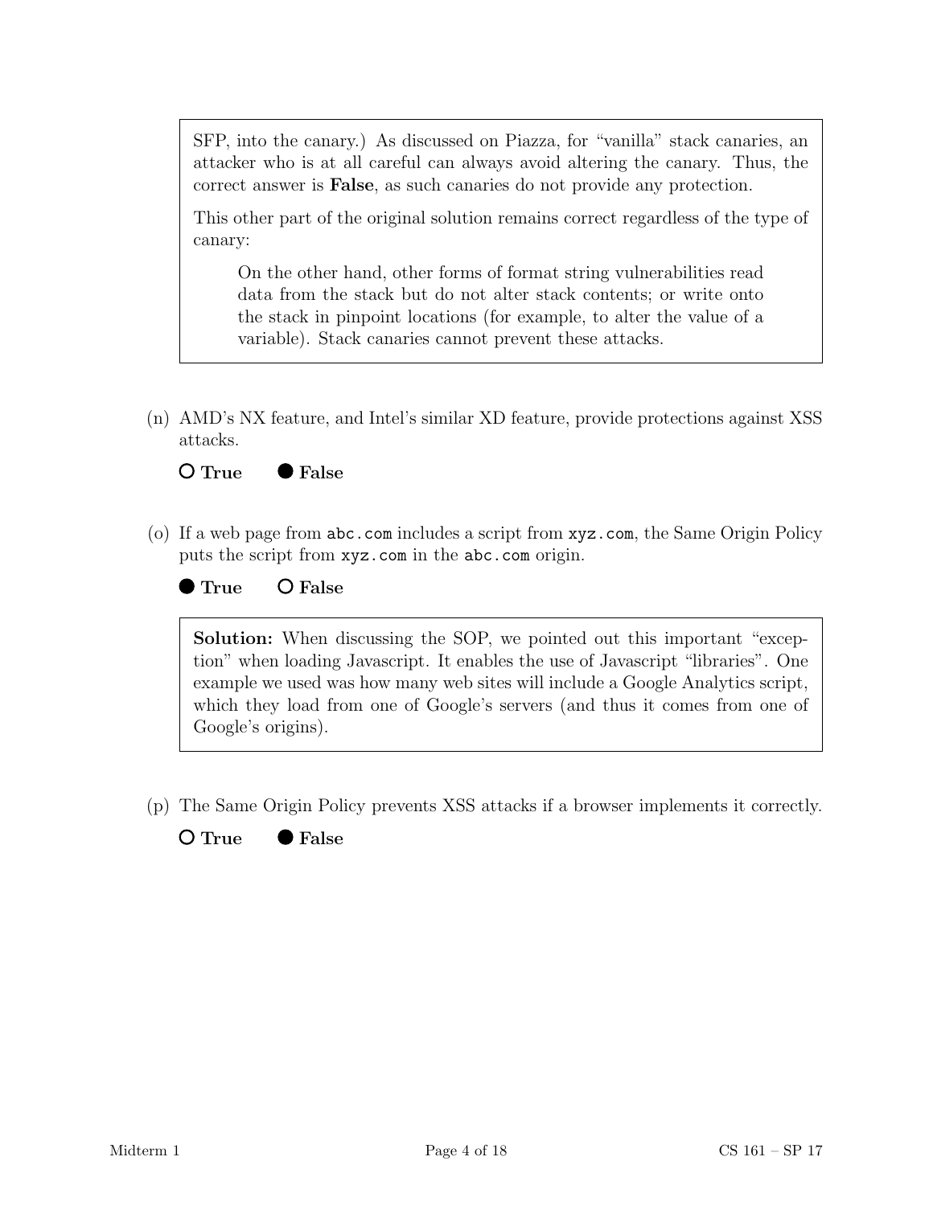SFP, into the canary.) As discussed on Piazza, for "vanilla" stack canaries, an attacker who is at all careful can always avoid altering the canary. Thus, the correct answer is **False**, as such canaries do not provide any protection.

This other part of the original solution remains correct regardless of the type of canary:

> On the other hand, other forms of format string vulnerabilities read data from the stack but do not alter stack contents; or write onto the stack in pinpoint locations (for example, to alter the value of a variable). Stack canaries cannot prevent these attacks.

(n) AMD's NX feature, and Intel's similar XD feature, provide protections against XSS attacks.

○ **True** ● **False**

(o) If a web page from `abc.com` includes a script from `xyz.com`, the Same Origin Policy puts the script from `xyz.com` in the `abc.com` origin.

● **True** ○ **False**

**Solution:** When discussing the SOP, we pointed out this important "exception" when loading Javascript. It enables the use of Javascript "libraries". One example we used was how many web sites will include a Google Analytics script, which they load from one of Google's servers (and thus it comes from one of Google's origins).

(p) The Same Origin Policy prevents XSS attacks if a browser implements it correctly.

○ **True** ● **False**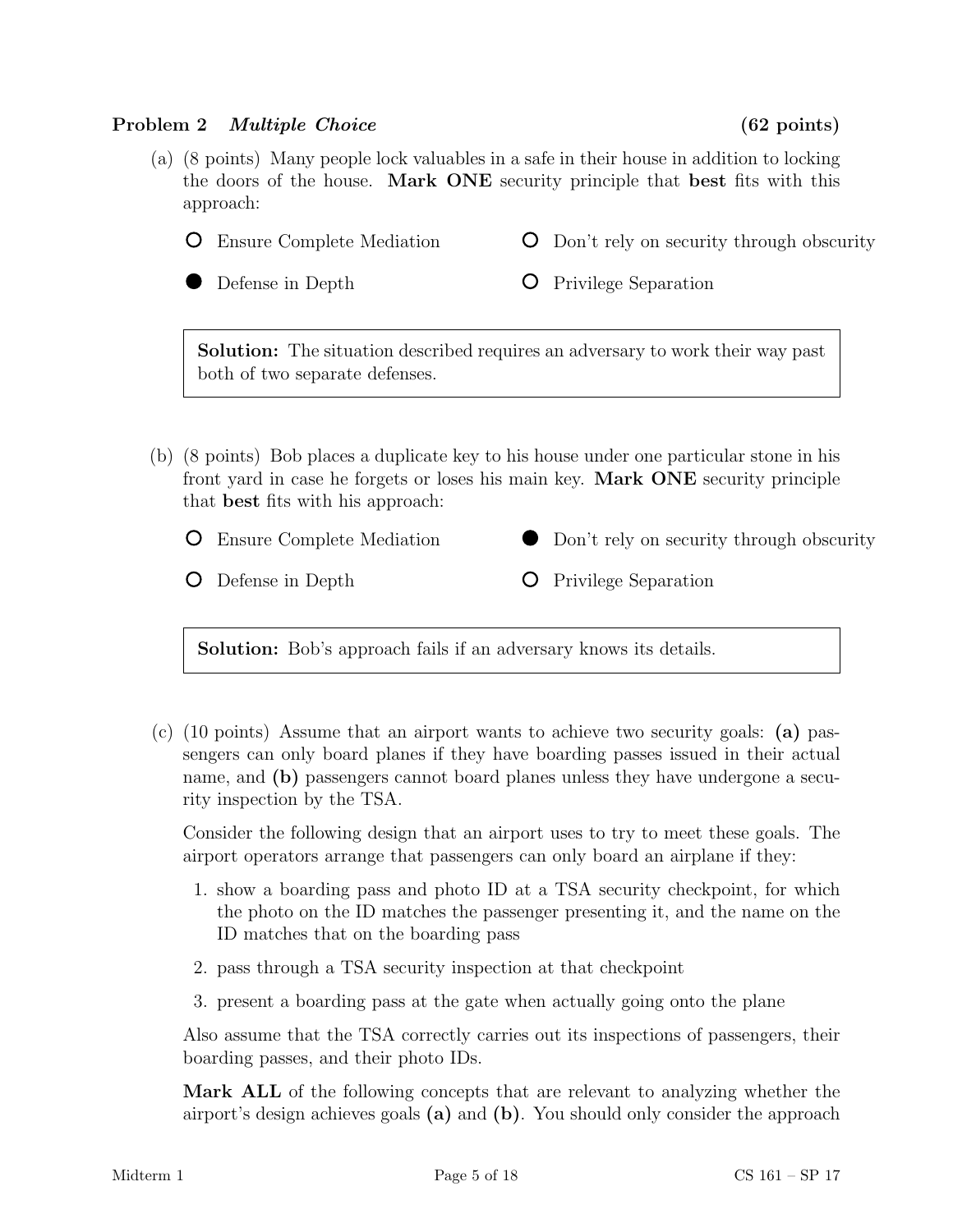**Problem 2** ***Multiple Choice*** **(62 points)**

(a) (8 points) Many people lock valuables in a safe in their house in addition to locking the doors of the house. **Mark ONE** security principle that **best** fits with this approach:

- ○ Ensure Complete Mediation
- ○ Don't rely on security through obscurity
- ● Defense in Depth
- ○ Privilege Separation

> **Solution:** The situation described requires an adversary to work their way past both of two separate defenses.

(b) (8 points) Bob places a duplicate key to his house under one particular stone in his front yard in case he forgets or loses his main key. **Mark ONE** security principle that **best** fits with his approach:

- ○ Ensure Complete Mediation
- ● Don't rely on security through obscurity
- ○ Defense in Depth
- ○ Privilege Separation

> **Solution:** Bob's approach fails if an adversary knows its details.

(c) (10 points) Assume that an airport wants to achieve two security goals: **(a)** passengers can only board planes if they have boarding passes issued in their actual name, and **(b)** passengers cannot board planes unless they have undergone a security inspection by the TSA.

Consider the following design that an airport uses to try to meet these goals. The airport operators arrange that passengers can only board an airplane if they:

1. show a boarding pass and photo ID at a TSA security checkpoint, for which the photo on the ID matches the passenger presenting it, and the name on the ID matches that on the boarding pass
2. pass through a TSA security inspection at that checkpoint
3. present a boarding pass at the gate when actually going onto the plane

Also assume that the TSA correctly carries out its inspections of passengers, their boarding passes, and their photo IDs.

**Mark ALL** of the following concepts that are relevant to analyzing whether the airport's design achieves goals **(a)** and **(b)**. You should only consider the approach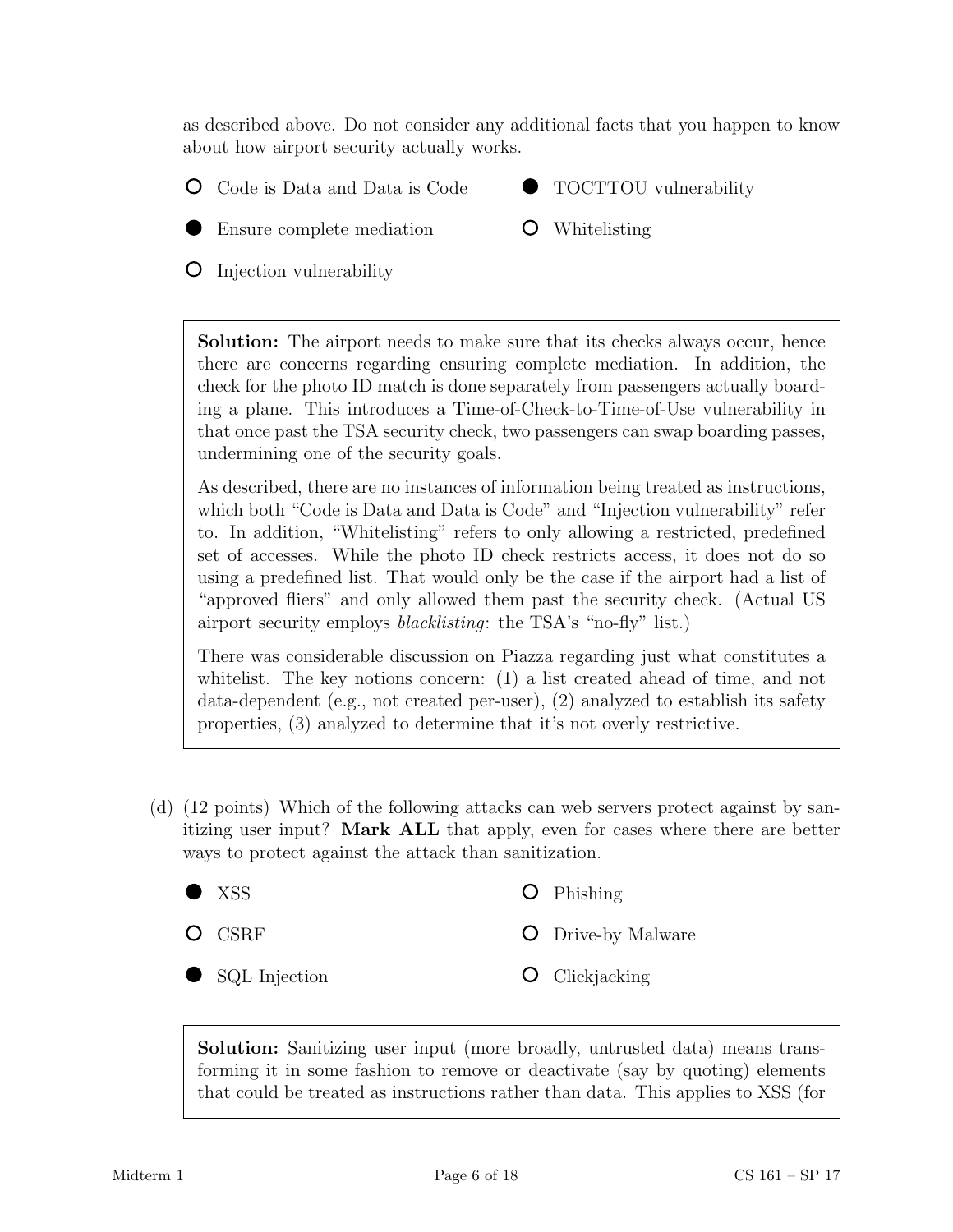as described above. Do not consider any additional facts that you happen to know about how airport security actually works.

- ○ Code is Data and Data is Code
- ● TOCTTOU vulnerability
- ● Ensure complete mediation
- ○ Whitelisting
- ○ Injection vulnerability

> **Solution:** The airport needs to make sure that its checks always occur, hence there are concerns regarding ensuring complete mediation. In addition, the check for the photo ID match is done separately from passengers actually boarding a plane. This introduces a Time-of-Check-to-Time-of-Use vulnerability in that once past the TSA security check, two passengers can swap boarding passes, undermining one of the security goals.
>
> As described, there are no instances of information being treated as instructions, which both "Code is Data and Data is Code" and "Injection vulnerability" refer to. In addition, "Whitelisting" refers to only allowing a restricted, predefined set of accesses. While the photo ID check restricts access, it does not do so using a predefined list. That would only be the case if the airport had a list of "approved fliers" and only allowed them past the security check. (Actual US airport security employs *blacklisting*: the TSA's "no-fly" list.)
>
> There was considerable discussion on Piazza regarding just what constitutes a whitelist. The key notions concern: (1) a list created ahead of time, and not data-dependent (e.g., not created per-user), (2) analyzed to establish its safety properties, (3) analyzed to determine that it's not overly restrictive.

(d) (12 points) Which of the following attacks can web servers protect against by sanitizing user input? **Mark ALL** that apply, even for cases where there are better ways to protect against the attack than sanitization.

- ● XSS
- ○ Phishing
- ○ CSRF
- ○ Drive-by Malware
- ● SQL Injection
- ○ Clickjacking

> **Solution:** Sanitizing user input (more broadly, untrusted data) means transforming it in some fashion to remove or deactivate (say by quoting) elements that could be treated as instructions rather than data. This applies to XSS (for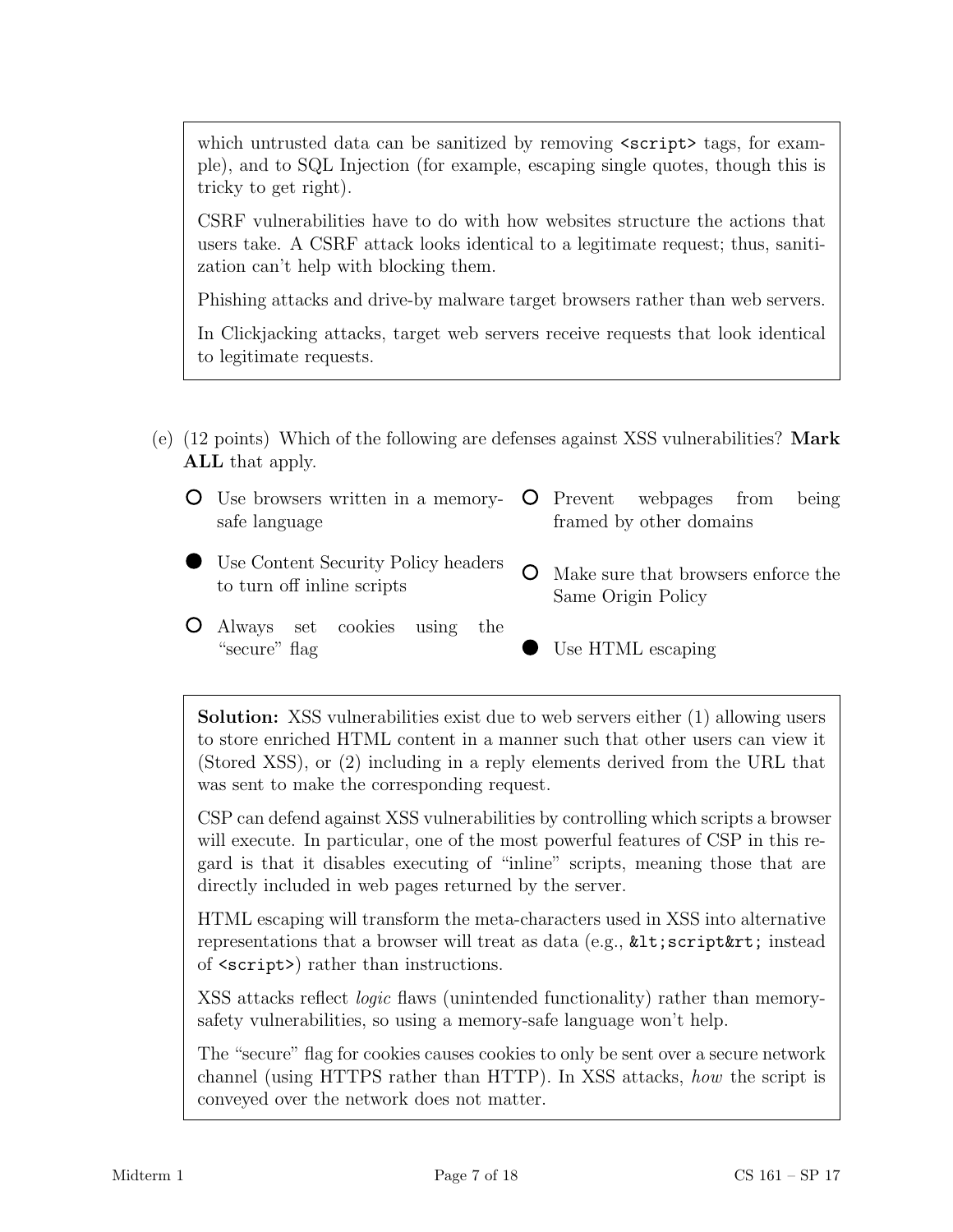which untrusted data can be sanitized by removing `<script>` tags, for example), and to SQL Injection (for example, escaping single quotes, though this is tricky to get right).

CSRF vulnerabilities have to do with how websites structure the actions that users take. A CSRF attack looks identical to a legitimate request; thus, sanitization can't help with blocking them.

Phishing attacks and drive-by malware target browsers rather than web servers.

In Clickjacking attacks, target web servers receive requests that look identical to legitimate requests.

(e) (12 points) Which of the following are defenses against XSS vulnerabilities? **Mark ALL** that apply.

- ○ Use browsers written in a memory-safe language
- ● Use Content Security Policy headers to turn off inline scripts
- ○ Always set cookies using the "secure" flag
- ○ Prevent webpages from being framed by other domains
- ○ Make sure that browsers enforce the Same Origin Policy
- ● Use HTML escaping

**Solution:** XSS vulnerabilities exist due to web servers either (1) allowing users to store enriched HTML content in a manner such that other users can view it (Stored XSS), or (2) including in a reply elements derived from the URL that was sent to make the corresponding request.

CSP can defend against XSS vulnerabilities by controlling which scripts a browser will execute. In particular, one of the most powerful features of CSP in this regard is that it disables executing of "inline" scripts, meaning those that are directly included in web pages returned by the server.

HTML escaping will transform the meta-characters used in XSS into alternative representations that a browser will treat as data (e.g., `&lt;script&rt;` instead of `<script>`) rather than instructions.

XSS attacks reflect *logic* flaws (unintended functionality) rather than memory-safety vulnerabilities, so using a memory-safe language won't help.

The "secure" flag for cookies causes cookies to only be sent over a secure network channel (using HTTPS rather than HTTP). In XSS attacks, *how* the script is conveyed over the network does not matter.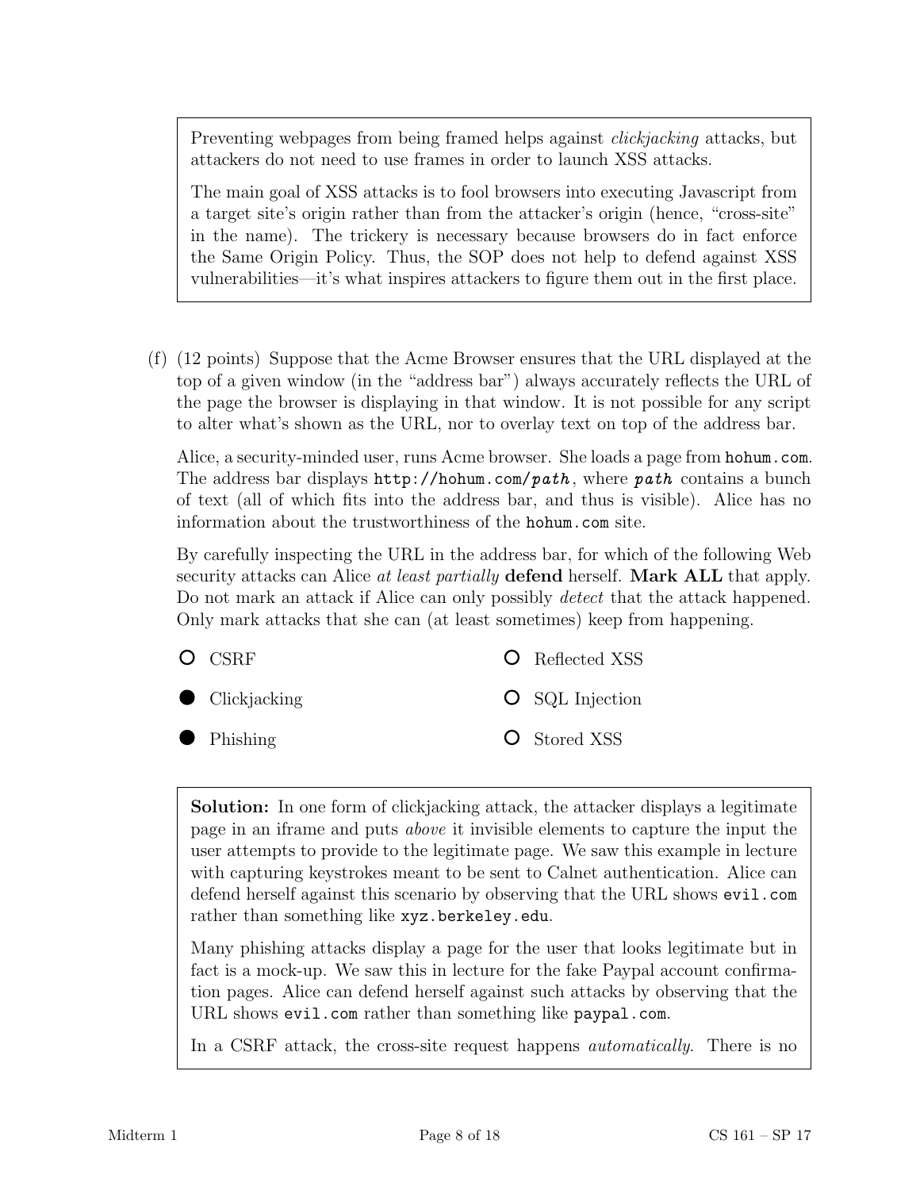Preventing webpages from being framed helps against *clickjacking* attacks, but attackers do not need to use frames in order to launch XSS attacks.

The main goal of XSS attacks is to fool browsers into executing Javascript from a target site's origin rather than from the attacker's origin (hence, "cross-site" in the name). The trickery is necessary because browsers do in fact enforce the Same Origin Policy. Thus, the SOP does not help to defend against XSS vulnerabilities—it's what inspires attackers to figure them out in the first place.

(f) (12 points) Suppose that the Acme Browser ensures that the URL displayed at the top of a given window (in the "address bar") always accurately reflects the URL of the page the browser is displaying in that window. It is not possible for any script to alter what's shown as the URL, nor to overlay text on top of the address bar.

Alice, a security-minded user, runs Acme browser. She loads a page from `hohum.com`. The address bar displays `http://hohum.com/`***`path`***, where ***`path`*** contains a bunch of text (all of which fits into the address bar, and thus is visible). Alice has no information about the trustworthiness of the `hohum.com` site.

By carefully inspecting the URL in the address bar, for which of the following Web security attacks can Alice *at least partially* **defend** herself. **Mark ALL** that apply. Do not mark an attack if Alice can only possibly *detect* that the attack happened. Only mark attacks that she can (at least sometimes) keep from happening.

- ○ CSRF
- ● Clickjacking
- ● Phishing
- ○ Reflected XSS
- ○ SQL Injection
- ○ Stored XSS

**Solution:** In one form of clickjacking attack, the attacker displays a legitimate page in an iframe and puts *above* it invisible elements to capture the input the user attempts to provide to the legitimate page. We saw this example in lecture with capturing keystrokes meant to be sent to Calnet authentication. Alice can defend herself against this scenario by observing that the URL shows `evil.com` rather than something like `xyz.berkeley.edu`.

Many phishing attacks display a page for the user that looks legitimate but in fact is a mock-up. We saw this in lecture for the fake Paypal account confirmation pages. Alice can defend herself against such attacks by observing that the URL shows `evil.com` rather than something like `paypal.com`.

In a CSRF attack, the cross-site request happens *automatically*. There is no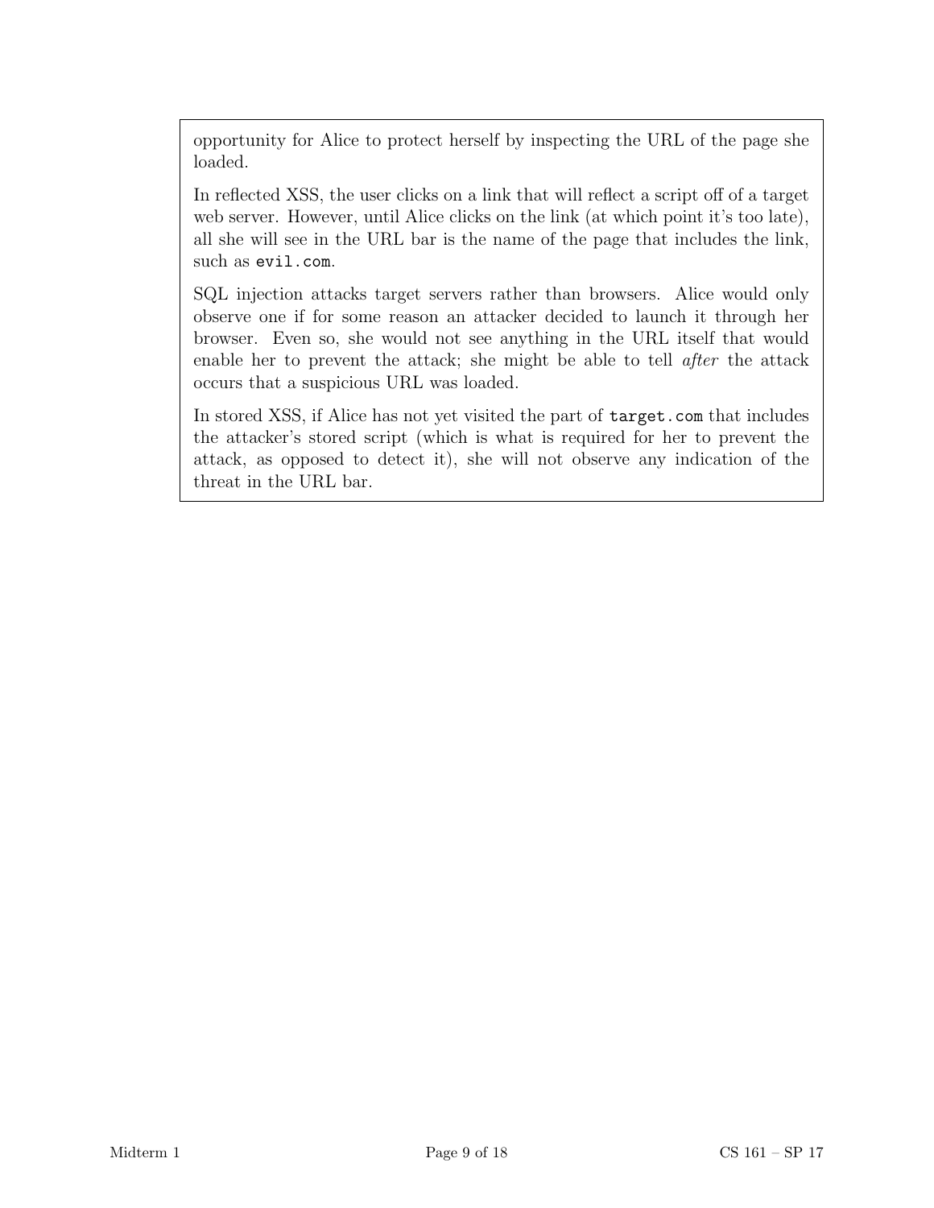opportunity for Alice to protect herself by inspecting the URL of the page she loaded.

In reflected XSS, the user clicks on a link that will reflect a script off of a target web server. However, until Alice clicks on the link (at which point it's too late), all she will see in the URL bar is the name of the page that includes the link, such as `evil.com`.

SQL injection attacks target servers rather than browsers. Alice would only observe one if for some reason an attacker decided to launch it through her browser. Even so, she would not see anything in the URL itself that would enable her to prevent the attack; she might be able to tell *after* the attack occurs that a suspicious URL was loaded.

In stored XSS, if Alice has not yet visited the part of `target.com` that includes the attacker's stored script (which is what is required for her to prevent the attack, as opposed to detect it), she will not observe any indication of the threat in the URL bar.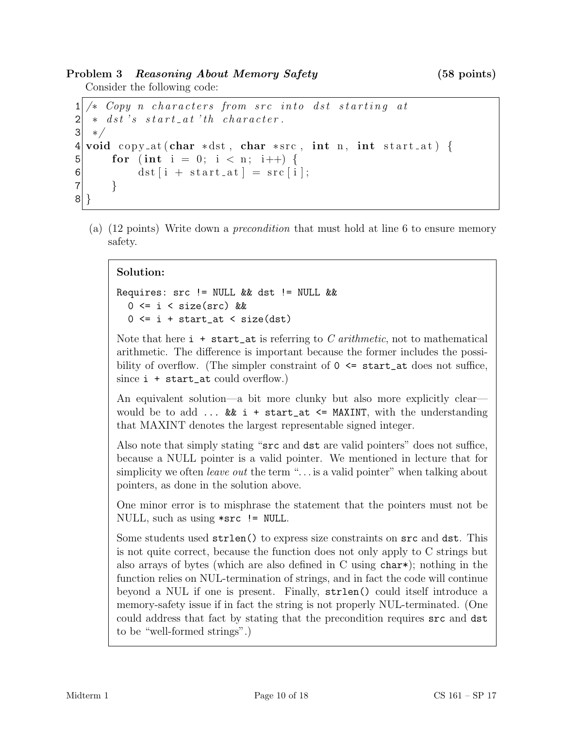**Problem 3** ***Reasoning About Memory Safety*** **(58 points)**

Consider the following code:

```
1 /* Copy n characters from src into dst starting at
2  * dst's start_at'th character.
3  */
4 void copy_at(char *dst, char *src, int n, int start_at) {
5     for (int i = 0; i < n; i++) {
6         dst[i + start_at] = src[i];
7     }
8 }
```

(a) (12 points) Write down a *precondition* that must hold at line 6 to ensure memory safety.

**Solution:**

```
Requires: src != NULL && dst != NULL &&
  0 <= i < size(src) &&
  0 <= i + start_at < size(dst)
```

Note that here `i + start_at` is referring to *C arithmetic*, not to mathematical arithmetic. The difference is important because the former includes the possibility of overflow. (The simpler constraint of `0 <= start_at` does not suffice, since `i + start_at` could overflow.)

An equivalent solution—a bit more clunky but also more explicitly clear—would be to add `... && i + start_at <= MAXINT`, with the understanding that MAXINT denotes the largest representable signed integer.

Also note that simply stating "`src` and `dst` are valid pointers" does not suffice, because a NULL pointer is a valid pointer. We mentioned in lecture that for simplicity we often *leave out* the term "...is a valid pointer" when talking about pointers, as done in the solution above.

One minor error is to misphrase the statement that the pointers must not be NULL, such as using `*src != NULL`.

Some students used `strlen()` to express size constraints on `src` and `dst`. This is not quite correct, because the function does not only apply to C strings but also arrays of bytes (which are also defined in C using `char*`); nothing in the function relies on NUL-termination of strings, and in fact the code will continue beyond a NUL if one is present. Finally, `strlen()` could itself introduce a memory-safety issue if in fact the string is not properly NUL-terminated. (One could address that fact by stating that the precondition requires `src` and `dst` to be "well-formed strings".)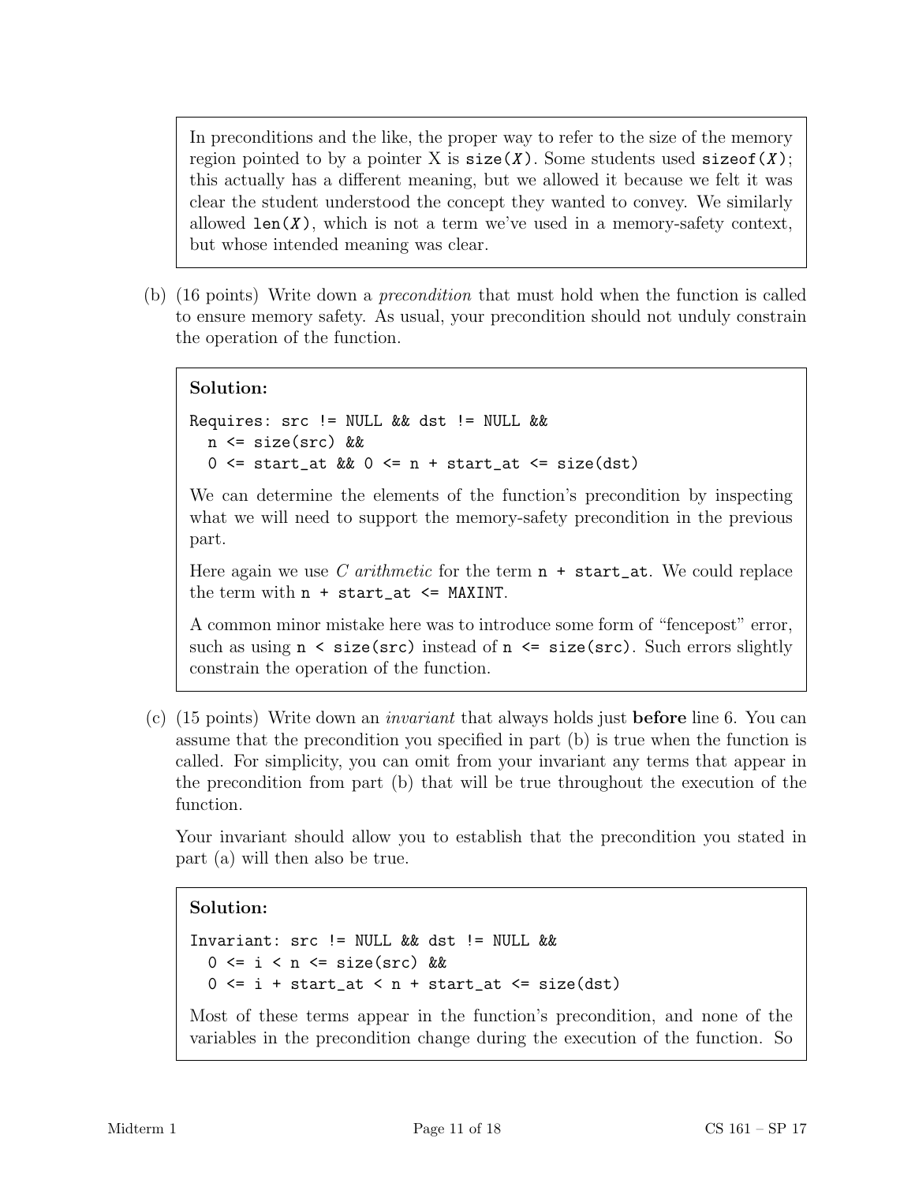In preconditions and the like, the proper way to refer to the size of the memory region pointed to by a pointer X is `size(X)`. Some students used `sizeof(X)`; this actually has a different meaning, but we allowed it because we felt it was clear the student understood the concept they wanted to convey. We similarly allowed `len(X)`, which is not a term we've used in a memory-safety context, but whose intended meaning was clear.

(b) (16 points) Write down a *precondition* that must hold when the function is called to ensure memory safety. As usual, your precondition should not unduly constrain the operation of the function.

**Solution:**

```
Requires: src != NULL && dst != NULL &&
  n <= size(src) &&
  0 <= start_at && 0 <= n + start_at <= size(dst)
```

We can determine the elements of the function's precondition by inspecting what we will need to support the memory-safety precondition in the previous part.

Here again we use *C arithmetic* for the term `n + start_at`. We could replace the term with `n + start_at <= MAXINT`.

A common minor mistake here was to introduce some form of "fencepost" error, such as using `n < size(src)` instead of `n <= size(src)`. Such errors slightly constrain the operation of the function.

(c) (15 points) Write down an *invariant* that always holds just **before** line 6. You can assume that the precondition you specified in part (b) is true when the function is called. For simplicity, you can omit from your invariant any terms that appear in the precondition from part (b) that will be true throughout the execution of the function.

Your invariant should allow you to establish that the precondition you stated in part (a) will then also be true.

**Solution:**

```
Invariant: src != NULL && dst != NULL &&
  0 <= i < n <= size(src) &&
  0 <= i + start_at < n + start_at <= size(dst)
```

Most of these terms appear in the function's precondition, and none of the variables in the precondition change during the execution of the function. So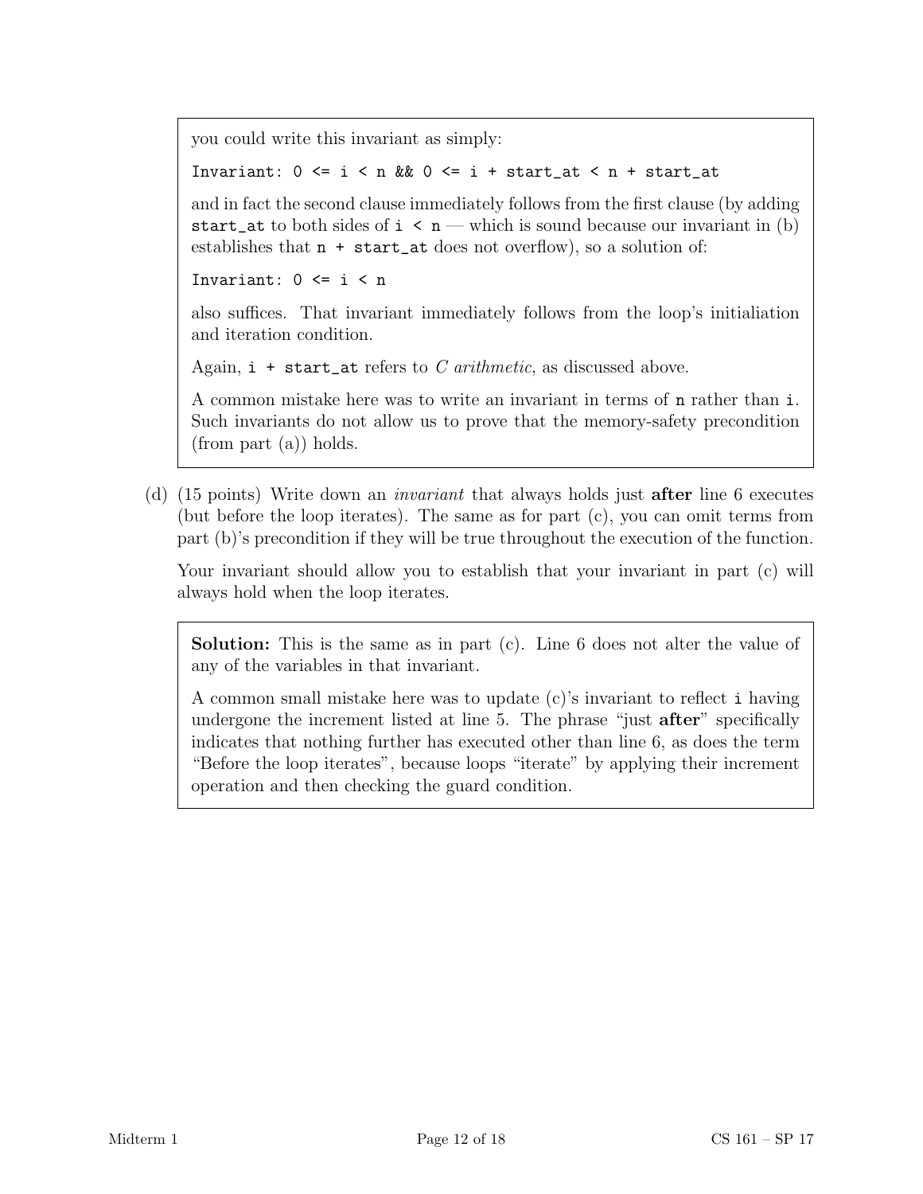you could write this invariant as simply:

```
Invariant: 0 <= i < n && 0 <= i + start_at < n + start_at
```

and in fact the second clause immediately follows from the first clause (by adding `start_at` to both sides of `i < n` — which is sound because our invariant in (b) establishes that `n + start_at` does not overflow), so a solution of:

```
Invariant: 0 <= i < n
```

also suffices. That invariant immediately follows from the loop's initialiation and iteration condition.

Again, `i + start_at` refers to *C arithmetic*, as discussed above.

A common mistake here was to write an invariant in terms of `n` rather than `i`. Such invariants do not allow us to prove that the memory-safety precondition (from part (a)) holds.

(d) (15 points) Write down an *invariant* that always holds just **after** line 6 executes (but before the loop iterates). The same as for part (c), you can omit terms from part (b)'s precondition if they will be true throughout the execution of the function.

Your invariant should allow you to establish that your invariant in part (c) will always hold when the loop iterates.

**Solution:** This is the same as in part (c). Line 6 does not alter the value of any of the variables in that invariant.

A common small mistake here was to update (c)'s invariant to reflect `i` having undergone the increment listed at line 5. The phrase "just **after**" specifically indicates that nothing further has executed other than line 6, as does the term "Before the loop iterates", because loops "iterate" by applying their increment operation and then checking the guard condition.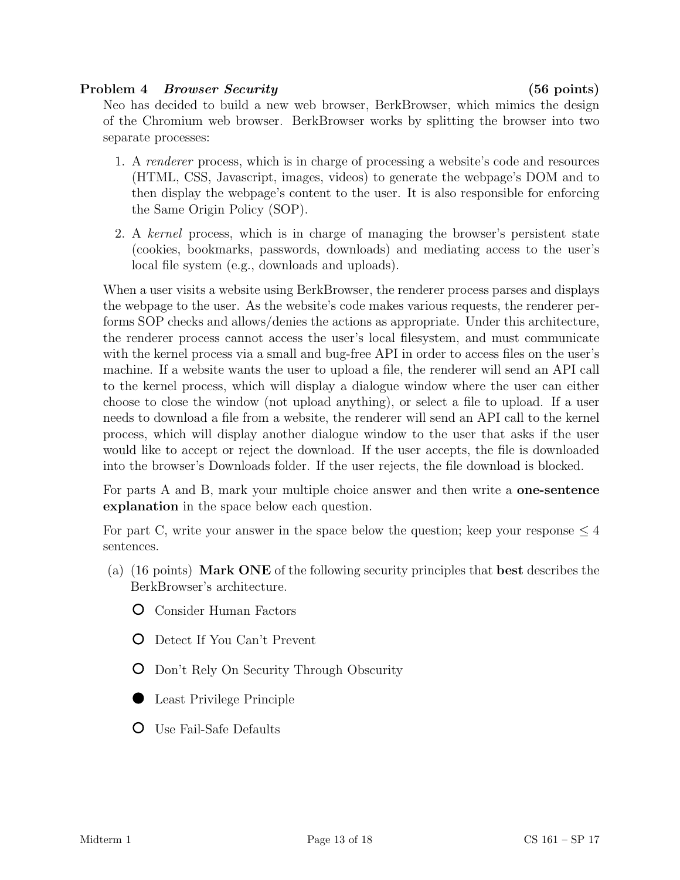## Problem 4 *Browser Security* (56 points)

Neo has decided to build a new web browser, BerkBrowser, which mimics the design of the Chromium web browser. BerkBrowser works by splitting the browser into two separate processes:

1. A *renderer* process, which is in charge of processing a website's code and resources (HTML, CSS, Javascript, images, videos) to generate the webpage's DOM and to then display the webpage's content to the user. It is also responsible for enforcing the Same Origin Policy (SOP).
2. A *kernel* process, which is in charge of managing the browser's persistent state (cookies, bookmarks, passwords, downloads) and mediating access to the user's local file system (e.g., downloads and uploads).

When a user visits a website using BerkBrowser, the renderer process parses and displays the webpage to the user. As the website's code makes various requests, the renderer performs SOP checks and allows/denies the actions as appropriate. Under this architecture, the renderer process cannot access the user's local filesystem, and must communicate with the kernel process via a small and bug-free API in order to access files on the user's machine. If a website wants the user to upload a file, the renderer will send an API call to the kernel process, which will display a dialogue window where the user can either choose to close the window (not upload anything), or select a file to upload. If a user needs to download a file from a website, the renderer will send an API call to the kernel process, which will display another dialogue window to the user that asks if the user would like to accept or reject the download. If the user accepts, the file is downloaded into the browser's Downloads folder. If the user rejects, the file download is blocked.

For parts A and B, mark your multiple choice answer and then write a **one-sentence explanation** in the space below each question.

For part C, write your answer in the space below the question; keep your response $\leq 4$ sentences.

(a) (16 points) **Mark ONE** of the following security principles that **best** describes the BerkBrowser's architecture.

- ○ Consider Human Factors
- ○ Detect If You Can't Prevent
- ○ Don't Rely On Security Through Obscurity
- ● Least Privilege Principle
- ○ Use Fail-Safe Defaults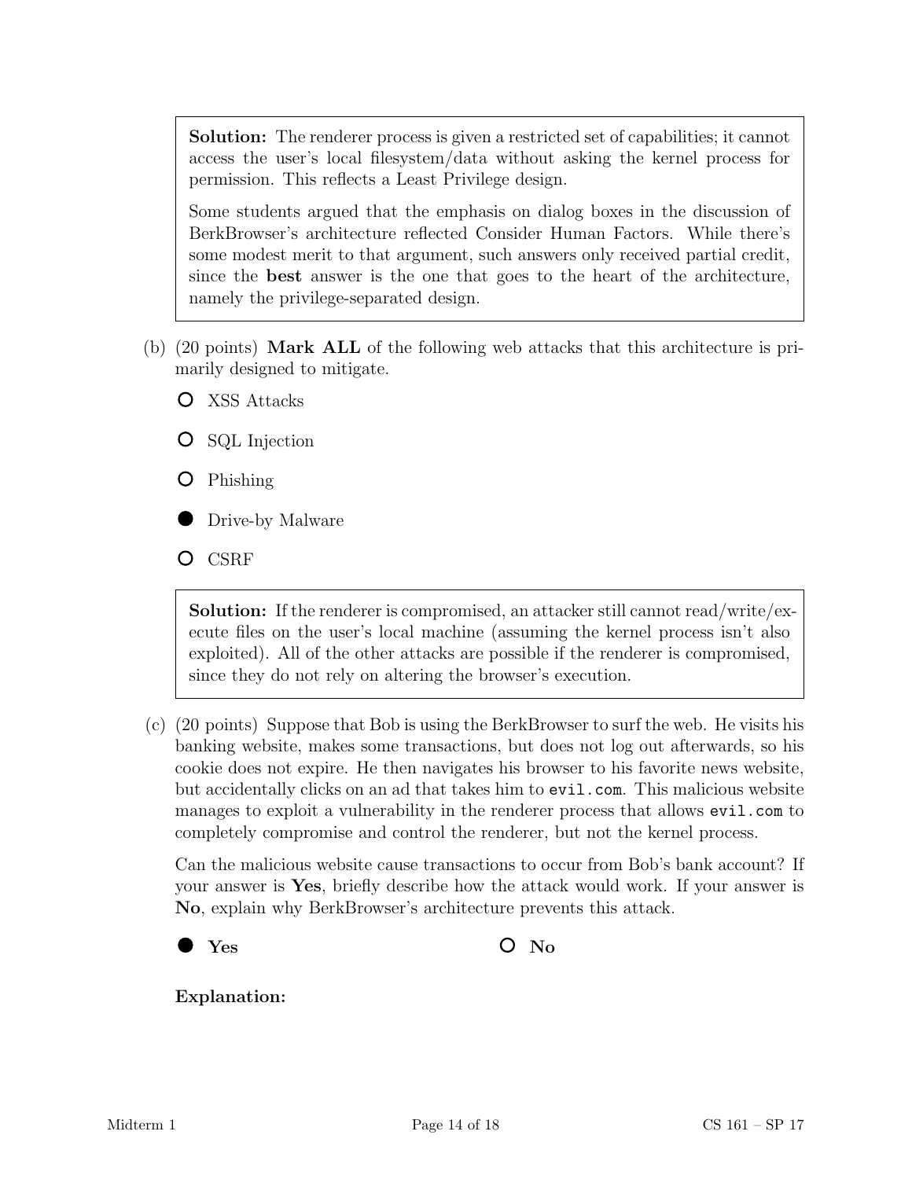**Solution:** The renderer process is given a restricted set of capabilities; it cannot access the user's local filesystem/data without asking the kernel process for permission. This reflects a Least Privilege design.

Some students argued that the emphasis on dialog boxes in the discussion of BerkBrowser's architecture reflected Consider Human Factors. While there's some modest merit to that argument, such answers only received partial credit, since the **best** answer is the one that goes to the heart of the architecture, namely the privilege-separated design.

(b) (20 points) **Mark ALL** of the following web attacks that this architecture is primarily designed to mitigate.

- ○ XSS Attacks
- ○ SQL Injection
- ○ Phishing
- ● Drive-by Malware
- ○ CSRF

**Solution:** If the renderer is compromised, an attacker still cannot read/write/execute files on the user's local machine (assuming the kernel process isn't also exploited). All of the other attacks are possible if the renderer is compromised, since they do not rely on altering the browser's execution.

(c) (20 points) Suppose that Bob is using the BerkBrowser to surf the web. He visits his banking website, makes some transactions, but does not log out afterwards, so his cookie does not expire. He then navigates his browser to his favorite news website, but accidentally clicks on an ad that takes him to `evil.com`. This malicious website manages to exploit a vulnerability in the renderer process that allows `evil.com` to completely compromise and control the renderer, but not the kernel process.

Can the malicious website cause transactions to occur from Bob's bank account? If your answer is **Yes**, briefly describe how the attack would work. If your answer is **No**, explain why BerkBrowser's architecture prevents this attack.

● **Yes** ○ **No**

**Explanation:**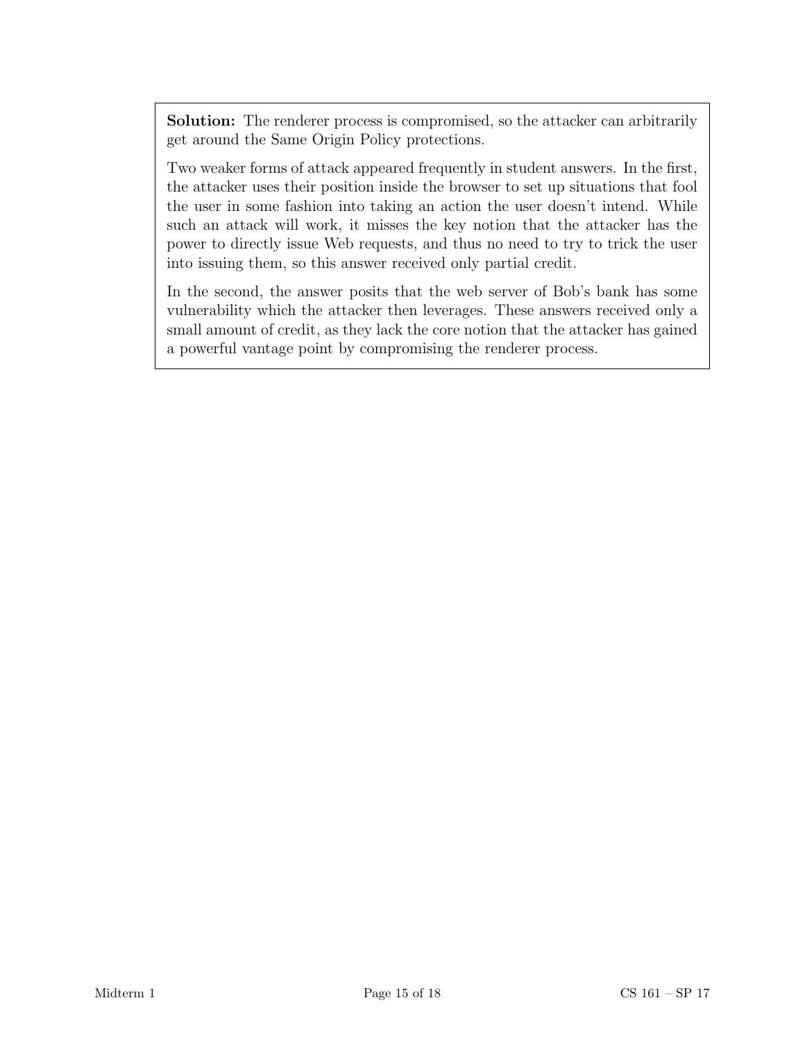**Solution:** The renderer process is compromised, so the attacker can arbitrarily get around the Same Origin Policy protections.

Two weaker forms of attack appeared frequently in student answers. In the first, the attacker uses their position inside the browser to set up situations that fool the user in some fashion into taking an action the user doesn't intend. While such an attack will work, it misses the key notion that the attacker has the power to directly issue Web requests, and thus no need to try to trick the user into issuing them, so this answer received only partial credit.

In the second, the answer posits that the web server of Bob's bank has some vulnerability which the attacker then leverages. These answers received only a small amount of credit, as they lack the core notion that the attacker has gained a powerful vantage point by compromising the renderer process.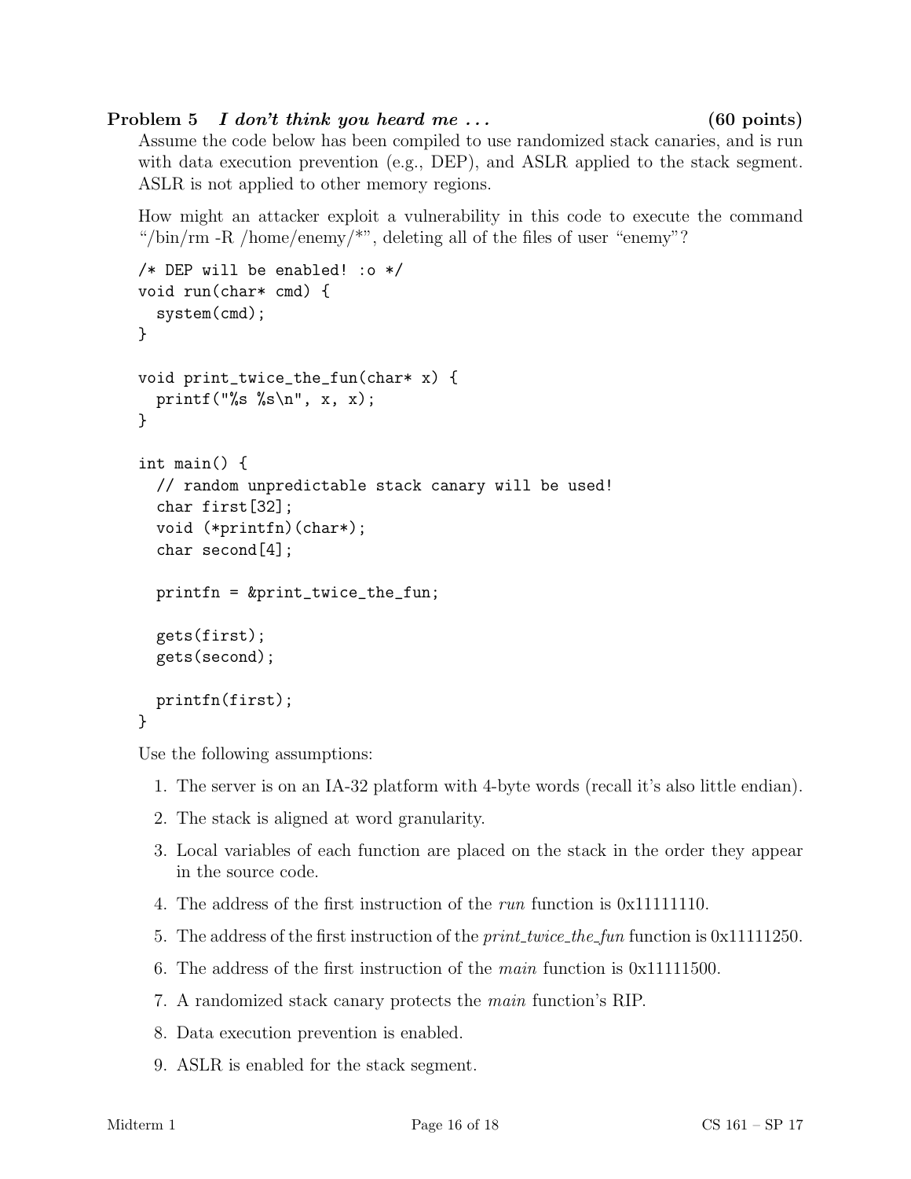**Problem 5** ***I don't think you heard me ...*** **(60 points)**

Assume the code below has been compiled to use randomized stack canaries, and is run with data execution prevention (e.g., DEP), and ASLR applied to the stack segment. ASLR is not applied to other memory regions.

How might an attacker exploit a vulnerability in this code to execute the command "/bin/rm -R /home/enemy/*", deleting all of the files of user "enemy"?

```
/* DEP will be enabled! :o */
void run(char* cmd) {
  system(cmd);
}

void print_twice_the_fun(char* x) {
  printf("%s %s\n", x, x);
}

int main() {
  // random unpredictable stack canary will be used!
  char first[32];
  void (*printfn)(char*);
  char second[4];

  printfn = &print_twice_the_fun;

  gets(first);
  gets(second);

  printfn(first);
}
```

Use the following assumptions:

1. The server is on an IA-32 platform with 4-byte words (recall it's also little endian).
2. The stack is aligned at word granularity.
3. Local variables of each function are placed on the stack in the order they appear in the source code.
4. The address of the first instruction of the *run* function is 0x11111110.
5. The address of the first instruction of the *print_twice_the_fun* function is 0x11111250.
6. The address of the first instruction of the *main* function is 0x11111500.
7. A randomized stack canary protects the *main* function's RIP.
8. Data execution prevention is enabled.
9. ASLR is enabled for the stack segment.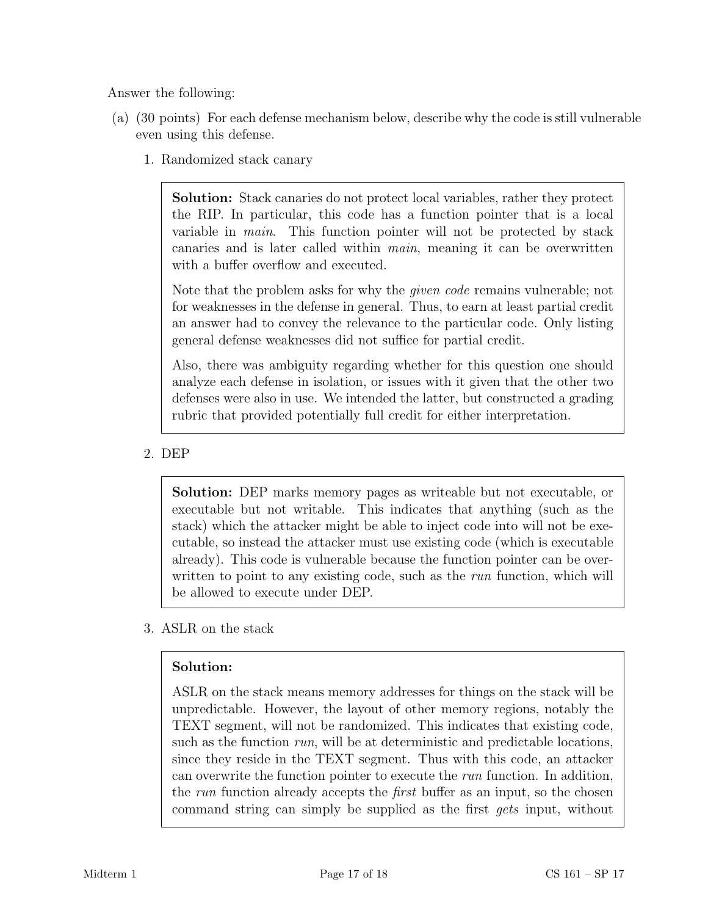Answer the following:

(a) (30 points) For each defense mechanism below, describe why the code is still vulnerable even using this defense.

1. Randomized stack canary

> **Solution:** Stack canaries do not protect local variables, rather they protect the RIP. In particular, this code has a function pointer that is a local variable in *main*. This function pointer will not be protected by stack canaries and is later called within *main*, meaning it can be overwritten with a buffer overflow and executed.
>
> Note that the problem asks for why the *given code* remains vulnerable; not for weaknesses in the defense in general. Thus, to earn at least partial credit an answer had to convey the relevance to the particular code. Only listing general defense weaknesses did not suffice for partial credit.
>
> Also, there was ambiguity regarding whether for this question one should analyze each defense in isolation, or issues with it given that the other two defenses were also in use. We intended the latter, but constructed a grading rubric that provided potentially full credit for either interpretation.

2. DEP

> **Solution:** DEP marks memory pages as writeable but not executable, or executable but not writable. This indicates that anything (such as the stack) which the attacker might be able to inject code into will not be executable, so instead the attacker must use existing code (which is executable already). This code is vulnerable because the function pointer can be overwritten to point to any existing code, such as the *run* function, which will be allowed to execute under DEP.

3. ASLR on the stack

> **Solution:**
>
> ASLR on the stack means memory addresses for things on the stack will be unpredictable. However, the layout of other memory regions, notably the TEXT segment, will not be randomized. This indicates that existing code, such as the function *run*, will be at deterministic and predictable locations, since they reside in the TEXT segment. Thus with this code, an attacker can overwrite the function pointer to execute the *run* function. In addition, the *run* function already accepts the *first* buffer as an input, so the chosen command string can simply be supplied as the first *gets* input, without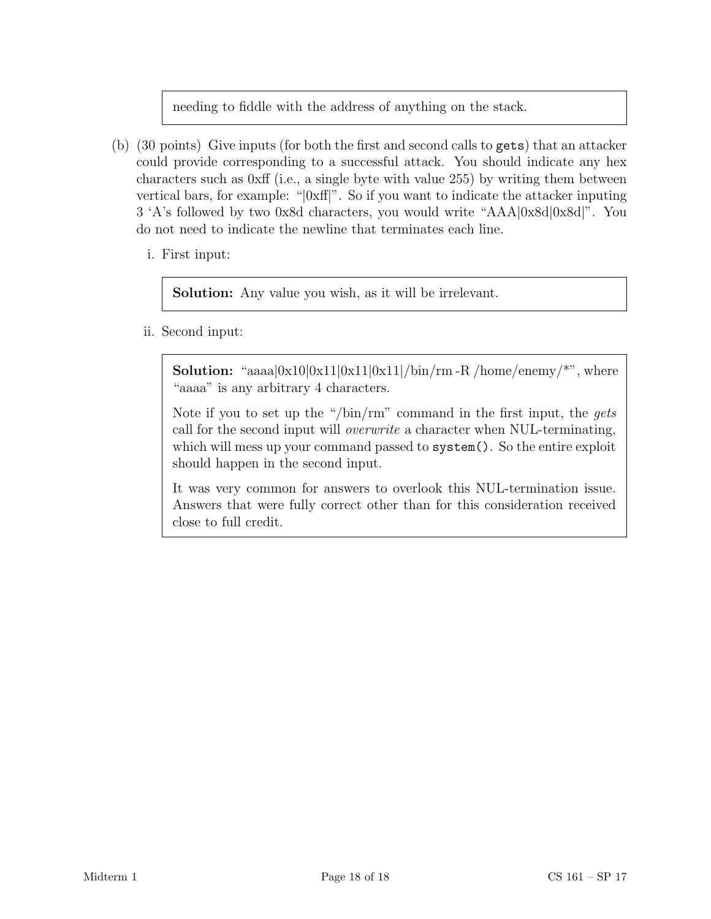needing to fiddle with the address of anything on the stack.

(b) (30 points) Give inputs (for both the first and second calls to `gets`) that an attacker could provide corresponding to a successful attack. You should indicate any hex characters such as 0xff (i.e., a single byte with value 255) by writing them between vertical bars, for example: "|0xff|". So if you want to indicate the attacker inputing 3 'A's followed by two 0x8d characters, you would write "AAA|0x8d|0x8d|". You do not need to indicate the newline that terminates each line.

i. First input:

**Solution:** Any value you wish, as it will be irrelevant.

ii. Second input:

**Solution:** "aaaa|0x10|0x11|0x11|0x11|/bin/rm -R /home/enemy/*", where "aaaa" is any arbitrary 4 characters.

Note if you to set up the "/bin/rm" command in the first input, the *gets* call for the second input will *overwrite* a character when NUL-terminating, which will mess up your command passed to `system()`. So the entire exploit should happen in the second input.

It was very common for answers to overlook this NUL-termination issue. Answers that were fully correct other than for this consideration received close to full credit.